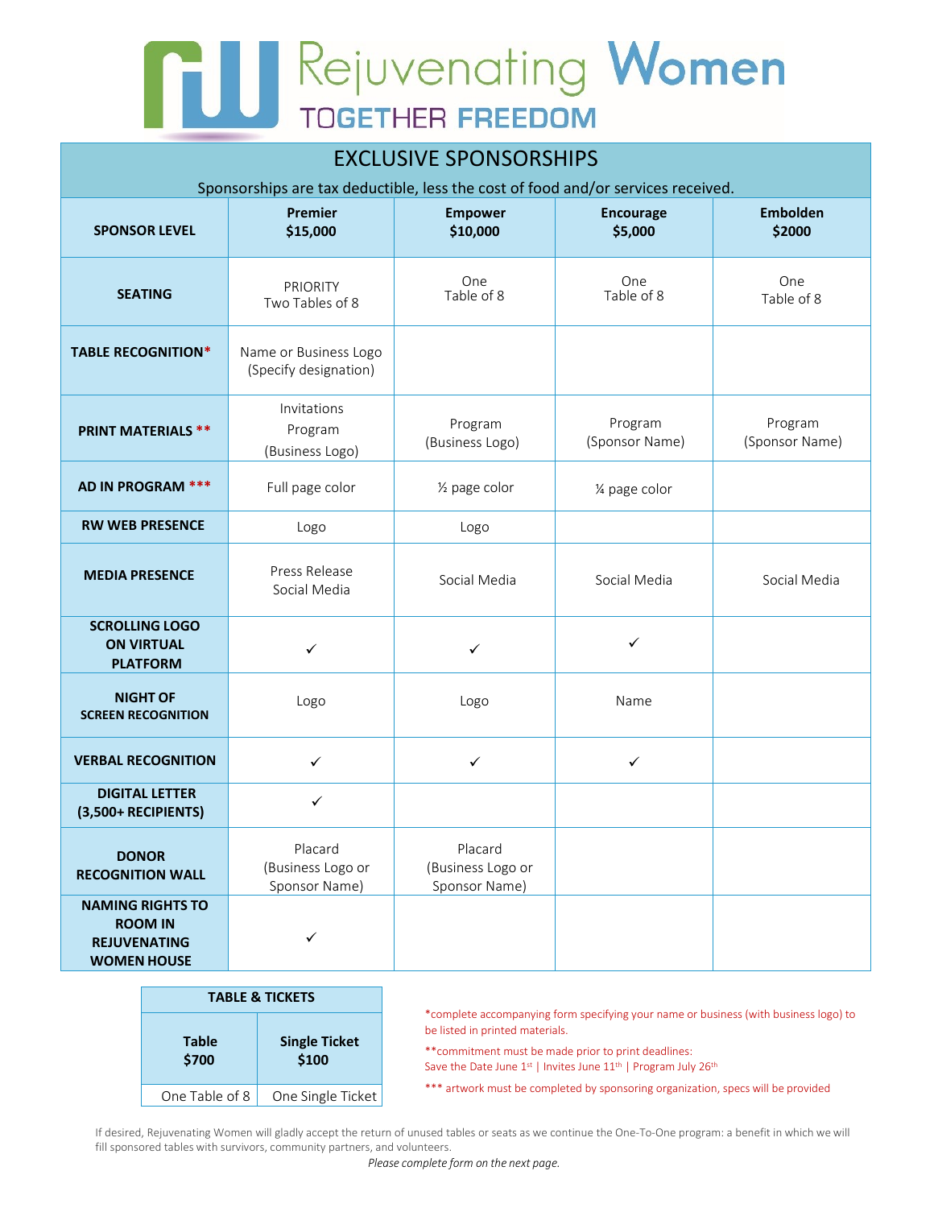# Rejuvenating Women

TOGETHER FREEDOM

## EXCLUSIVE SPONSORSHIPS

Sponsorships are tax deductible, less the cost of food and/or services received.

| SPONSOR LEVEL | Premier $15,000 | Empower $10,000 | Encourage $5,000 | Embolden $2000 |
|---|---|---|---|---|
| SEATING | PRIORITY Two Tables of 8 | One Table of 8 | One Table of 8 | One Table of 8 |
| TABLE RECOGNITION* | Name or Business Logo (Specify designation) | | | |
| PRINT MATERIALS ** | Invitations Program (Business Logo) | Program (Business Logo) | Program (Sponsor Name) | Program (Sponsor Name) |
| AD IN PROGRAM *** | Full page color | ½ page color | ¼ page color | |
| RW WEB PRESENCE | Logo | Logo | | |
| MEDIA PRESENCE | Press Release Social Media | Social Media | Social Media | Social Media |
| SCROLLING LOGO ON VIRTUAL PLATFORM | ✓ | ✓ | ✓ | |
| NIGHT OF SCREEN RECOGNITION | Logo | Logo | Name | |
| VERBAL RECOGNITION | ✓ | ✓ | ✓ | |
| DIGITAL LETTER (3,500+ RECIPIENTS) | ✓ | | | |
| DONOR RECOGNITION WALL | Placard (Business Logo or Sponsor Name) | Placard (Business Logo or Sponsor Name) | | |
| NAMING RIGHTS TO ROOM IN REJUVENATING WOMEN HOUSE | ✓ | | | |

| TABLE & TICKETS | |
|---|---|
| Table $700 | Single Ticket $100 |
| One Table of 8 | One Single Ticket |

*complete accompanying form specifying your name or business (with business logo) to be listed in printed materials.

**commitment must be made prior to print deadlines: Save the Date June 1st | Invites June 11th | Program July 26th

*** artwork must be completed by sponsoring organization, specs will be provided

If desired, Rejuvenating Women will gladly accept the return of unused tables or seats as we continue the One-To-One program: a benefit in which we will fill sponsored tables with survivors, community partners, and volunteers.

*Please complete form on the next page.*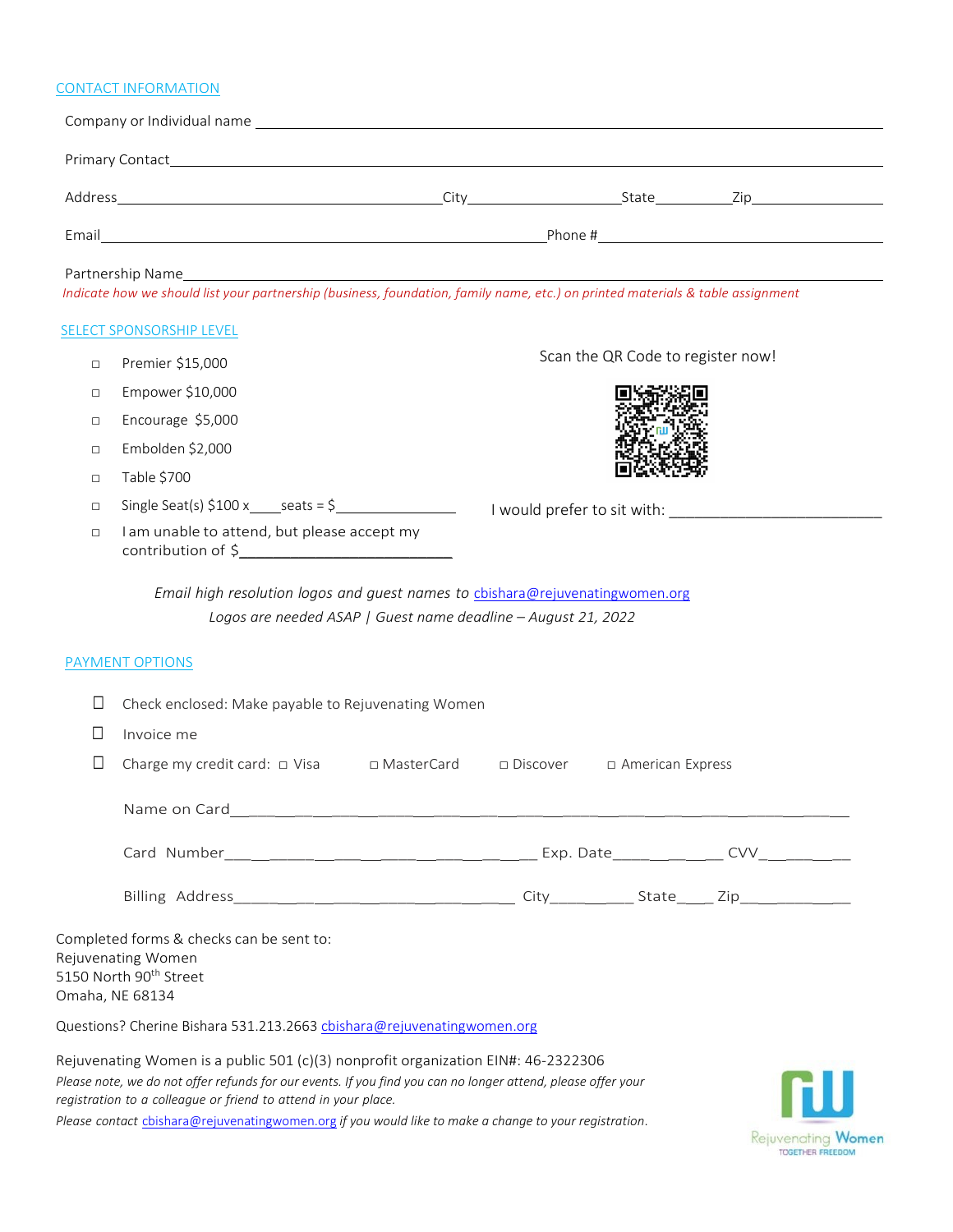## CONTACT INFORMATION

Company or Individual name ______________________________

Primary Contact ______________________________

Address ______________________ City ______________ State ________ Zip ____________

Email ______________________________ Phone # ______________________

Partnership Name ______________________________

*Indicate how we should list your partnership (business, foundation, family name, etc.) on printed materials & table assignment*

## SELECT SPONSORSHIP LEVEL

- ◻ Premier $15,000
- ◻ Empower $10,000
- ◻ Encourage $5,000
- ◻ Embolden $2,000
- ◻ Table $700
- ◻ Single Seat(s) $100 x ____ seats = $______________
- ◻ I am unable to attend, but please accept my contribution of $______________________

Scan the QR Code to register now!

I would prefer to sit with: ______________________

*Email high resolution logos and guest names to* cbishara@rejuvenatingwomen.org

*Logos are needed ASAP | Guest name deadline – August 21, 2022*

## PAYMENT OPTIONS

- ☐ Check enclosed: Make payable to Rejuvenating Women
- ☐ Invoice me
- ☐ Charge my credit card: ◻ Visa ◻ MasterCard ◻ Discover ◻ American Express

Name on Card ______________________________

Card Number ______________________________ Exp. Date ____________ CVV __________

Billing Address ______________________________ City __________ State ____ Zip __________

Completed forms & checks can be sent to:
Rejuvenating Women
5150 North 90th Street
Omaha, NE 68134

Questions? Cherine Bishara 531.213.2663 cbishara@rejuvenatingwomen.org

Rejuvenating Women is a public 501 (c)(3) nonprofit organization EIN#: 46-2322306

*Please note, we do not offer refunds for our events. If you find you can no longer attend, please offer your registration to a colleague or friend to attend in your place.*

*Please contact* cbishara@rejuvenatingwomen.org *if you would like to make a change to your registration.*

Rejuvenating Women
TOGETHER FREEDOM